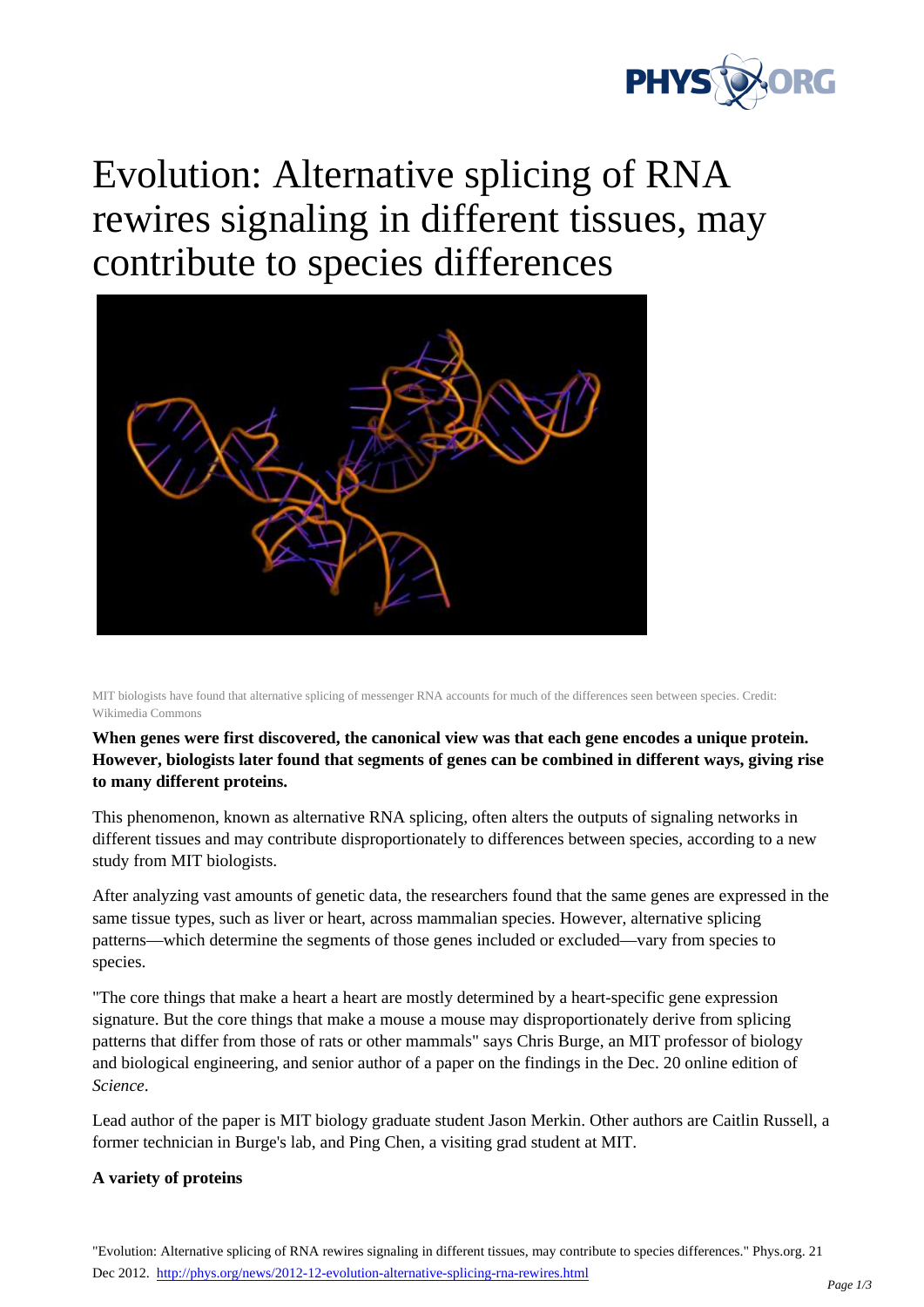# Evolution: Alternative splicing of RNA rewires signaling in different tissues, may contribute to species differences

MIT biologists have found that alternative splicing of messenger RNA accounts for much of the differences seen between species. Credit: Wikimedia Commons

**When genes were first discovered, the canonical view was that each gene encodes a unique protein. However, biologists later found that segments of genes can be combined in different ways, giving rise to many different proteins.**

This phenomenon, known as alternative RNA splicing, often alters the outputs of signaling networks in different tissues and may contribute disproportionately to differences between species, according to a new study from MIT biologists.

After analyzing vast amounts of genetic data, the researchers found that the same genes are expressed in the same tissue types, such as liver or heart, across mammalian species. However, alternative splicing patterns—which determine the segments of those genes included or excluded—vary from species to species.

"The core things that make a heart a heart are mostly determined by a heart-specific gene expression signature. But the core things that make a mouse a mouse may disproportionately derive from splicing patterns that differ from those of rats or other mammals" says Chris Burge, an MIT professor of biology and biological engineering, and senior author of a paper on the findings in the Dec. 20 online edition of *Science*.

Lead author of the paper is MIT biology graduate student Jason Merkin. Other authors are Caitlin Russell, a former technician in Burge's lab, and Ping Chen, a visiting grad student at MIT.

**A variety of proteins**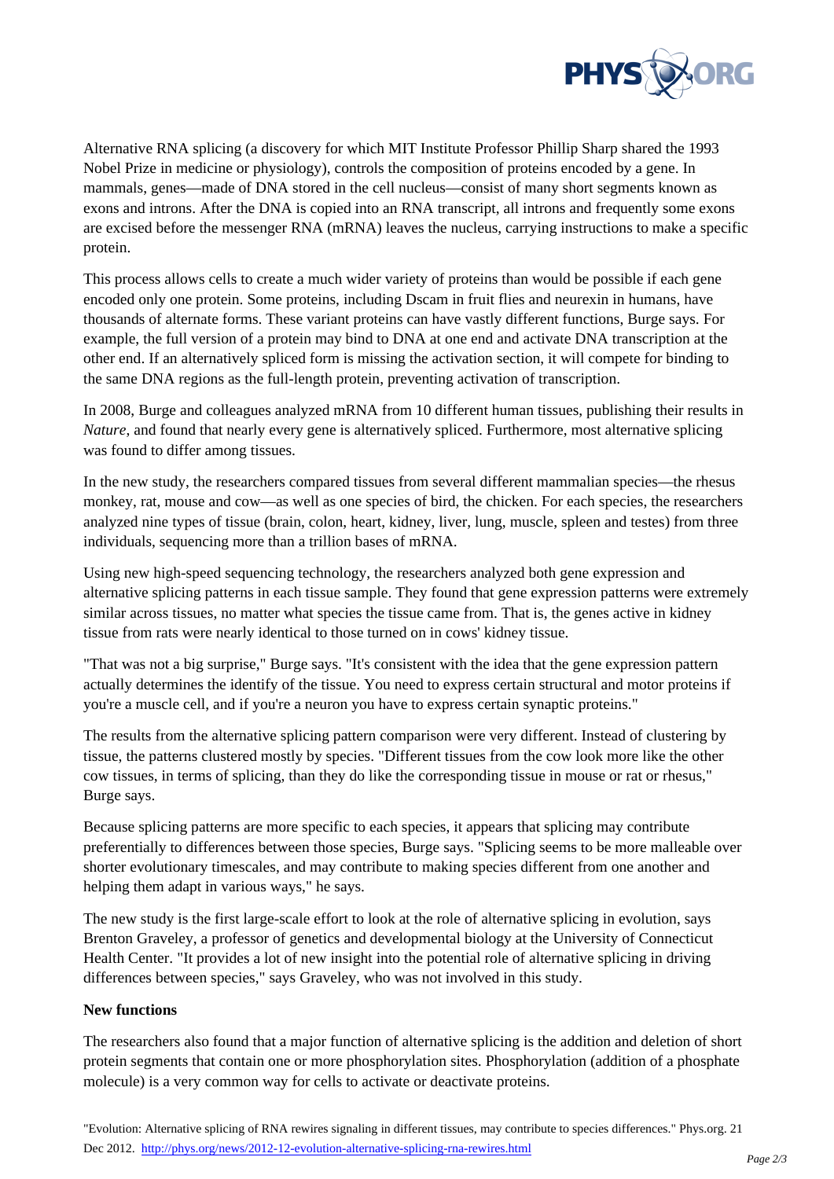Alternative RNA splicing (a discovery for which MIT Institute Professor Phillip Sharp shared the 1993 Nobel Prize in medicine or physiology), controls the composition of proteins encoded by a gene. In mammals, genes—made of DNA stored in the cell nucleus—consist of many short segments known as exons and introns. After the DNA is copied into an RNA transcript, all introns and frequently some exons are excised before the messenger RNA (mRNA) leaves the nucleus, carrying instructions to make a specific protein.

This process allows cells to create a much wider variety of proteins than would be possible if each gene encoded only one protein. Some proteins, including Dscam in fruit flies and neurexin in humans, have thousands of alternate forms. These variant proteins can have vastly different functions, Burge says. For example, the full version of a protein may bind to DNA at one end and activate DNA transcription at the other end. If an alternatively spliced form is missing the activation section, it will compete for binding to the same DNA regions as the full-length protein, preventing activation of transcription.

In 2008, Burge and colleagues analyzed mRNA from 10 different human tissues, publishing their results in *Nature*, and found that nearly every gene is alternatively spliced. Furthermore, most alternative splicing was found to differ among tissues.

In the new study, the researchers compared tissues from several different mammalian species—the rhesus monkey, rat, mouse and cow—as well as one species of bird, the chicken. For each species, the researchers analyzed nine types of tissue (brain, colon, heart, kidney, liver, lung, muscle, spleen and testes) from three individuals, sequencing more than a trillion bases of mRNA.

Using new high-speed sequencing technology, the researchers analyzed both gene expression and alternative splicing patterns in each tissue sample. They found that gene expression patterns were extremely similar across tissues, no matter what species the tissue came from. That is, the genes active in kidney tissue from rats were nearly identical to those turned on in cows' kidney tissue.

"That was not a big surprise," Burge says. "It's consistent with the idea that the gene expression pattern actually determines the identify of the tissue. You need to express certain structural and motor proteins if you're a muscle cell, and if you're a neuron you have to express certain synaptic proteins."

The results from the alternative splicing pattern comparison were very different. Instead of clustering by tissue, the patterns clustered mostly by species. "Different tissues from the cow look more like the other cow tissues, in terms of splicing, than they do like the corresponding tissue in mouse or rat or rhesus," Burge says.

Because splicing patterns are more specific to each species, it appears that splicing may contribute preferentially to differences between those species, Burge says. "Splicing seems to be more malleable over shorter evolutionary timescales, and may contribute to making species different from one another and helping them adapt in various ways," he says.

The new study is the first large-scale effort to look at the role of alternative splicing in evolution, says Brenton Graveley, a professor of genetics and developmental biology at the University of Connecticut Health Center. "It provides a lot of new insight into the potential role of alternative splicing in driving differences between species," says Graveley, who was not involved in this study.

**New functions**

The researchers also found that a major function of alternative splicing is the addition and deletion of short protein segments that contain one or more phosphorylation sites. Phosphorylation (addition of a phosphate molecule) is a very common way for cells to activate or deactivate proteins.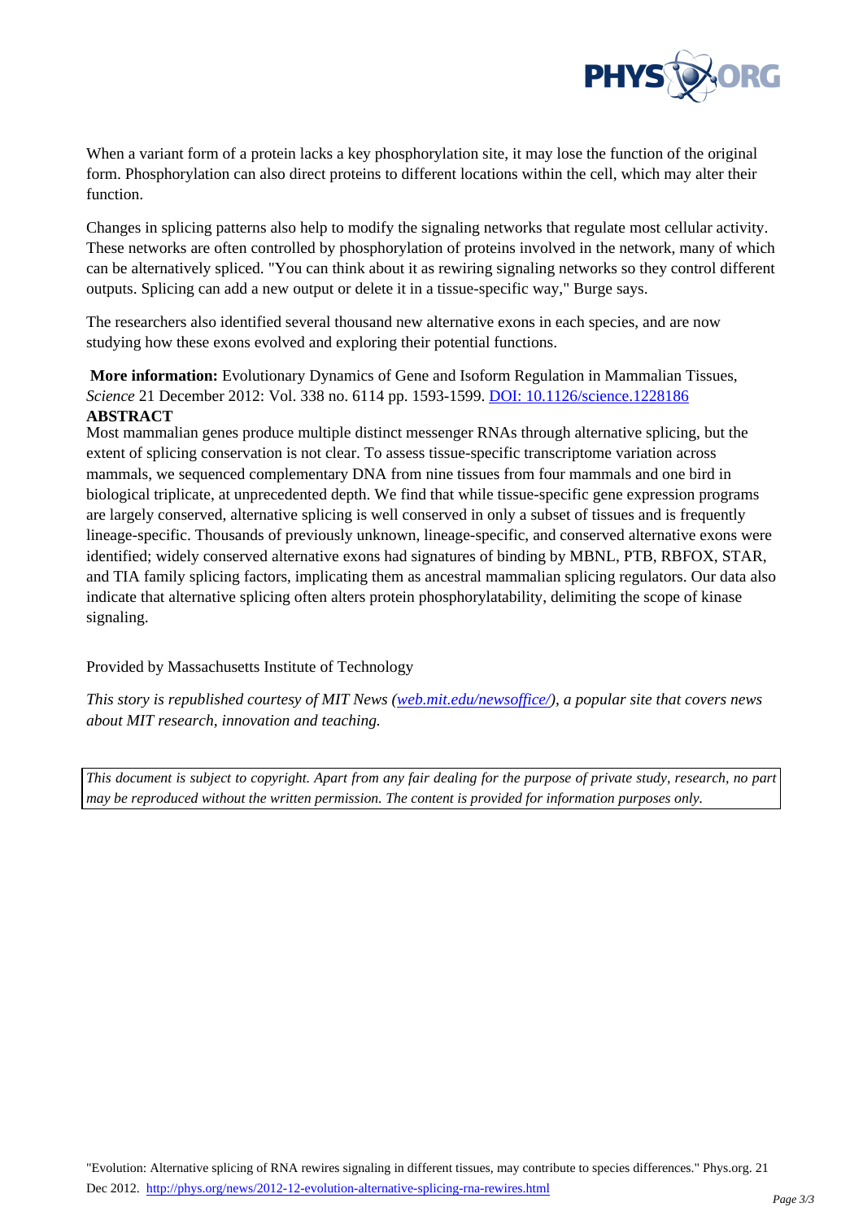When a variant form of a protein lacks a key phosphorylation site, it may lose the function of the original form. Phosphorylation can also direct proteins to different locations within the cell, which may alter their function.

Changes in splicing patterns also help to modify the signaling networks that regulate most cellular activity. These networks are often controlled by phosphorylation of proteins involved in the network, many of which can be alternatively spliced. "You can think about it as rewiring signaling networks so they control different outputs. Splicing can add a new output or delete it in a tissue-specific way," Burge says.

The researchers also identified several thousand new alternative exons in each species, and are now studying how these exons evolved and exploring their potential functions.

**More information:** Evolutionary Dynamics of Gene and Isoform Regulation in Mammalian Tissues, *Science* 21 December 2012: Vol. 338 no. 6114 pp. 1593-1599. [DOI: 10.1126/science.1228186](http://dx.doi.org/10.1126/science.1228186)

**ABSTRACT**

Most mammalian genes produce multiple distinct messenger RNAs through alternative splicing, but the extent of splicing conservation is not clear. To assess tissue-specific transcriptome variation across mammals, we sequenced complementary DNA from nine tissues from four mammals and one bird in biological triplicate, at unprecedented depth. We find that while tissue-specific gene expression programs are largely conserved, alternative splicing is well conserved in only a subset of tissues and is frequently lineage-specific. Thousands of previously unknown, lineage-specific, and conserved alternative exons were identified; widely conserved alternative exons had signatures of binding by MBNL, PTB, RBFOX, STAR, and TIA family splicing factors, implicating them as ancestral mammalian splicing regulators. Our data also indicate that alternative splicing often alters protein phosphorylatability, delimiting the scope of kinase signaling.

Provided by Massachusetts Institute of Technology

*This story is republished courtesy of MIT News ([web.mit.edu/newsoffice/](http://web.mit.edu/newsoffice/)), a popular site that covers news about MIT research, innovation and teaching.*

*This document is subject to copyright. Apart from any fair dealing for the purpose of private study, research, no part may be reproduced without the written permission. The content is provided for information purposes only.*

"Evolution: Alternative splicing of RNA rewires signaling in different tissues, may contribute to species differences." Phys.org. 21 Dec 2012. <http://phys.org/news/2012-12-evolution-alternative-splicing-rna-rewires.html>